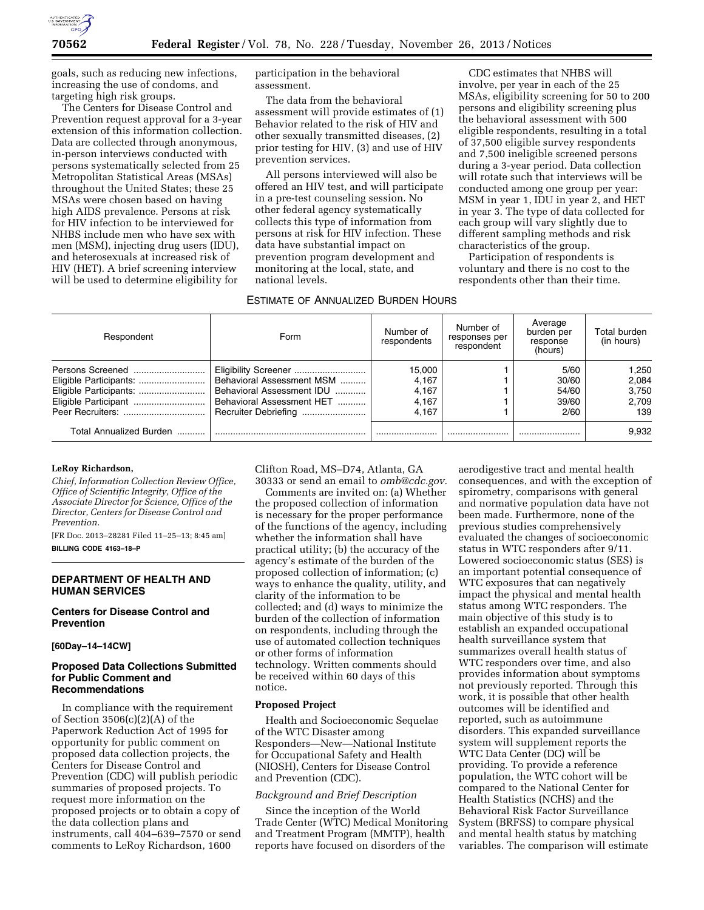goals, such as reducing new infections, increasing the use of condoms, and targeting high risk groups.

The Centers for Disease Control and Prevention request approval for a 3-year extension of this information collection. Data are collected through anonymous, in-person interviews conducted with persons systematically selected from 25 Metropolitan Statistical Areas (MSAs) throughout the United States; these 25 MSAs were chosen based on having high AIDS prevalence. Persons at risk for HIV infection to be interviewed for NHBS include men who have sex with men (MSM), injecting drug users (IDU), and heterosexuals at increased risk of HIV (HET). A brief screening interview will be used to determine eligibility for participation in the behavioral assessment.

The data from the behavioral assessment will provide estimates of (1) Behavior related to the risk of HIV and other sexually transmitted diseases, (2) prior testing for HIV, (3) and use of HIV prevention services.

All persons interviewed will also be offered an HIV test, and will participate in a pre-test counseling session. No other federal agency systematically collects this type of information from persons at risk for HIV infection. These data have substantial impact on prevention program development and monitoring at the local, state, and national levels.

CDC estimates that NHBS will involve, per year in each of the 25 MSAs, eligibility screening for 50 to 200 persons and eligibility screening plus the behavioral assessment with 500 eligible respondents, resulting in a total of 37,500 eligible survey respondents and 7,500 ineligible screened persons during a 3-year period. Data collection will rotate such that interviews will be conducted among one group per year: MSM in year 1, IDU in year 2, and HET in year 3. The type of data collected for each group will vary slightly due to different sampling methods and risk characteristics of the group.

Participation of respondents is voluntary and there is no cost to the respondents other than their time.

ESTIMATE OF ANNUALIZED BURDEN HOURS

| Respondent | Form | Number of respondents | Number of responses per respondent | Average burden per response (hours) | Total burden (in hours) |
|---|---|---|---|---|---|
| Persons Screened | Eligibility Screener | 15,000 | 1 | 5/60 | 1,250 |
| Eligible Participants: | Behavioral Assessment MSM | 4,167 | 1 | 30/60 | 2,084 |
| Eligible Participants: | Behavioral Assessment IDU | 4,167 | 1 | 54/60 | 3,750 |
| Eligible Participant | Behavioral Assessment HET | 4,167 | 1 | 39/60 | 2,709 |
| Peer Recruiters: | Recruiter Debriefing | 4,167 | 1 | 2/60 | 139 |
| Total Annualized Burden | | | | | 9,932 |

**LeRoy Richardson,**

*Chief, Information Collection Review Office, Office of Scientific Integrity, Office of the Associate Director for Science, Office of the Director, Centers for Disease Control and Prevention.*

[FR Doc. 2013–28281 Filed 11–25–13; 8:45 am]

**BILLING CODE 4163–18–P**

## DEPARTMENT OF HEALTH AND HUMAN SERVICES

### Centers for Disease Control and Prevention

**[60Day–14–14CW]**

### Proposed Data Collections Submitted for Public Comment and Recommendations

In compliance with the requirement of Section 3506(c)(2)(A) of the Paperwork Reduction Act of 1995 for opportunity for public comment on proposed data collection projects, the Centers for Disease Control and Prevention (CDC) will publish periodic summaries of proposed projects. To request more information on the proposed projects or to obtain a copy of the data collection plans and instruments, call 404–639–7570 or send comments to LeRoy Richardson, 1600 Clifton Road, MS–D74, Atlanta, GA 30333 or send an email to *omb@cdc.gov*.

Comments are invited on: (a) Whether the proposed collection of information is necessary for the proper performance of the functions of the agency, including whether the information shall have practical utility; (b) the accuracy of the agency's estimate of the burden of the proposed collection of information; (c) ways to enhance the quality, utility, and clarity of the information to be collected; and (d) ways to minimize the burden of the collection of information on respondents, including through the use of automated collection techniques or other forms of information technology. Written comments should be received within 60 days of this notice.

**Proposed Project**

Health and Socioeconomic Sequelae of the WTC Disaster among Responders—New—National Institute for Occupational Safety and Health (NIOSH), Centers for Disease Control and Prevention (CDC).

*Background and Brief Description*

Since the inception of the World Trade Center (WTC) Medical Monitoring and Treatment Program (MMTP), health reports have focused on disorders of the aerodigestive tract and mental health consequences, and with the exception of spirometry, comparisons with general and normative population data have not been made. Furthermore, none of the previous studies comprehensively evaluated the changes of socioeconomic status in WTC responders after 9/11. Lowered socioeconomic status (SES) is an important potential consequence of WTC exposures that can negatively impact the physical and mental health status among WTC responders. The main objective of this study is to establish an expanded occupational health surveillance system that summarizes overall health status of WTC responders over time, and also provides information about symptoms not previously reported. Through this work, it is possible that other health outcomes will be identified and reported, such as autoimmune disorders. This expanded surveillance system will supplement reports the WTC Data Center (DC) will be providing. To provide a reference population, the WTC cohort will be compared to the National Center for Health Statistics (NCHS) and the Behavioral Risk Factor Surveillance System (BRFSS) to compare physical and mental health status by matching variables. The comparison will estimate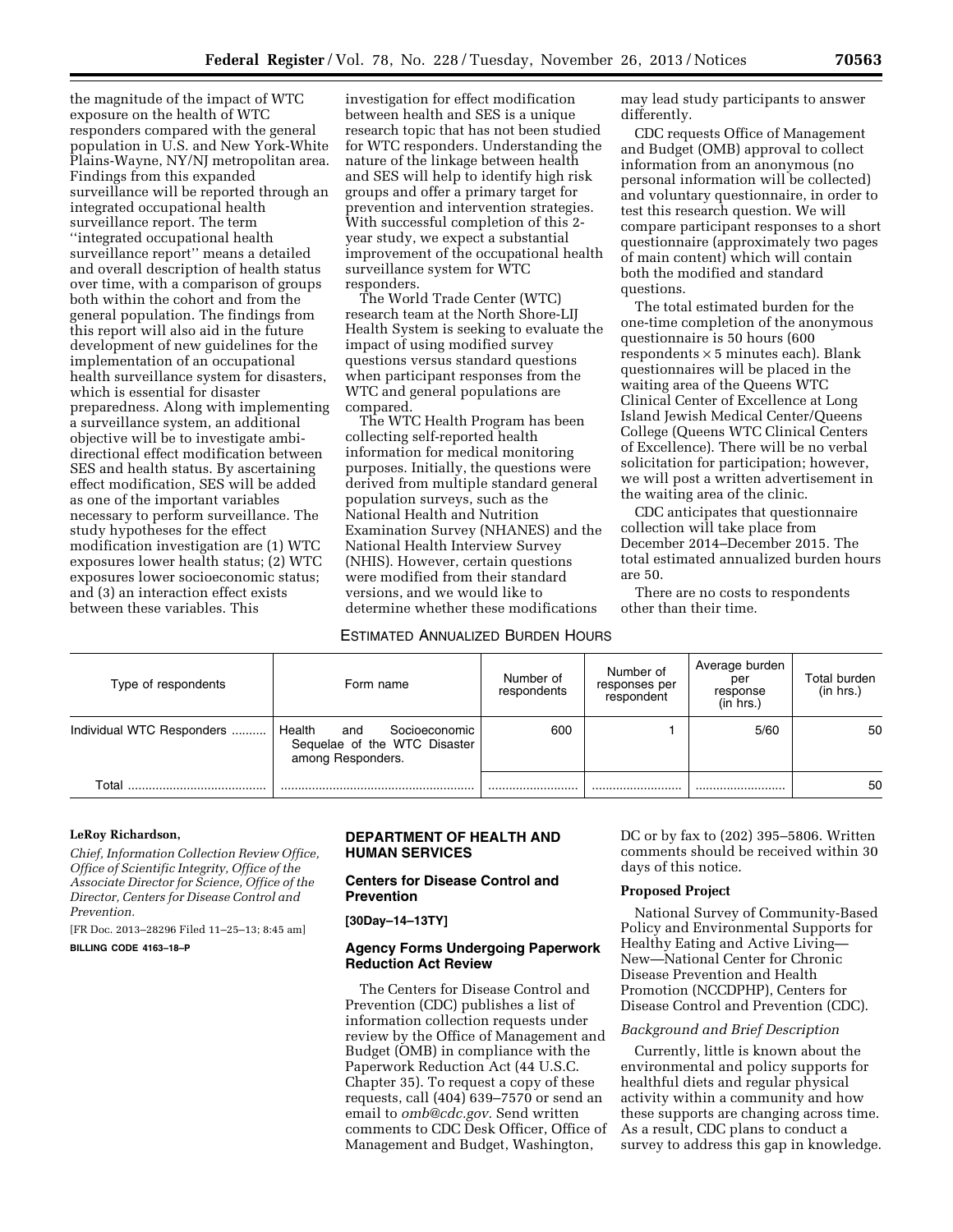the magnitude of the impact of WTC exposure on the health of WTC responders compared with the general population in U.S. and New York-White Plains-Wayne, NY/NJ metropolitan area. Findings from this expanded surveillance will be reported through an integrated occupational health surveillance report. The term ''integrated occupational health surveillance report'' means a detailed and overall description of health status over time, with a comparison of groups both within the cohort and from the general population. The findings from this report will also aid in the future development of new guidelines for the implementation of an occupational health surveillance system for disasters, which is essential for disaster preparedness. Along with implementing a surveillance system, an additional objective will be to investigate ambi-directional effect modification between SES and health status. By ascertaining effect modification, SES will be added as one of the important variables necessary to perform surveillance. The study hypotheses for the effect modification investigation are (1) WTC exposures lower health status; (2) WTC exposures lower socioeconomic status; and (3) an interaction effect exists between these variables. This investigation for effect modification between health and SES is a unique research topic that has not been studied for WTC responders. Understanding the nature of the linkage between health and SES will help to identify high risk groups and offer a primary target for prevention and intervention strategies. With successful completion of this 2-year study, we expect a substantial improvement of the occupational health surveillance system for WTC responders.

The World Trade Center (WTC) research team at the North Shore-LIJ Health System is seeking to evaluate the impact of using modified survey questions versus standard questions when participant responses from the WTC and general populations are compared.

The WTC Health Program has been collecting self-reported health information for medical monitoring purposes. Initially, the questions were derived from multiple standard general population surveys, such as the National Health and Nutrition Examination Survey (NHANES) and the National Health Interview Survey (NHIS). However, certain questions were modified from their standard versions, and we would like to determine whether these modifications may lead study participants to answer differently.

CDC requests Office of Management and Budget (OMB) approval to collect information from an anonymous (no personal information will be collected) and voluntary questionnaire, in order to test this research question. We will compare participant responses to a short questionnaire (approximately two pages of main content) which will contain both the modified and standard questions.

The total estimated burden for the one-time completion of the anonymous questionnaire is 50 hours (600 respondents × 5 minutes each). Blank questionnaires will be placed in the waiting area of the Queens WTC Clinical Center of Excellence at Long Island Jewish Medical Center/Queens College (Queens WTC Clinical Centers of Excellence). There will be no verbal solicitation for participation; however, we will post a written advertisement in the waiting area of the clinic.

CDC anticipates that questionnaire collection will take place from December 2014–December 2015. The total estimated annualized burden hours are 50.

There are no costs to respondents other than their time.

ESTIMATED ANNUALIZED BURDEN HOURS

| Type of respondents | Form name | Number of respondents | Number of responses per respondent | Average burden per response (in hrs.) | Total burden (in hrs.) |
|---|---|---|---|---|---|
| Individual WTC Responders | Health and Socioeconomic Sequelae of the WTC Disaster among Responders. | 600 | 1 | 5/60 | 50 |
| Total | | | | | 50 |

**LeRoy Richardson,**

*Chief, Information Collection Review Office, Office of Scientific Integrity, Office of the Associate Director for Science, Office of the Director, Centers for Disease Control and Prevention.*

[FR Doc. 2013–28296 Filed 11–25–13; 8:45 am]

**BILLING CODE 4163–18–P**

## DEPARTMENT OF HEALTH AND HUMAN SERVICES

### Centers for Disease Control and Prevention

**[30Day–14–13TY]**

### Agency Forms Undergoing Paperwork Reduction Act Review

The Centers for Disease Control and Prevention (CDC) publishes a list of information collection requests under review by the Office of Management and Budget (OMB) in compliance with the Paperwork Reduction Act (44 U.S.C. Chapter 35). To request a copy of these requests, call (404) 639–7570 or send an email to *omb@cdc.gov.* Send written comments to CDC Desk Officer, Office of Management and Budget, Washington, DC or by fax to (202) 395–5806. Written comments should be received within 30 days of this notice.

**Proposed Project**

National Survey of Community-Based Policy and Environmental Supports for Healthy Eating and Active Living—New—National Center for Chronic Disease Prevention and Health Promotion (NCCDPHP), Centers for Disease Control and Prevention (CDC).

*Background and Brief Description*

Currently, little is known about the environmental and policy supports for healthful diets and regular physical activity within a community and how these supports are changing across time. As a result, CDC plans to conduct a survey to address this gap in knowledge.